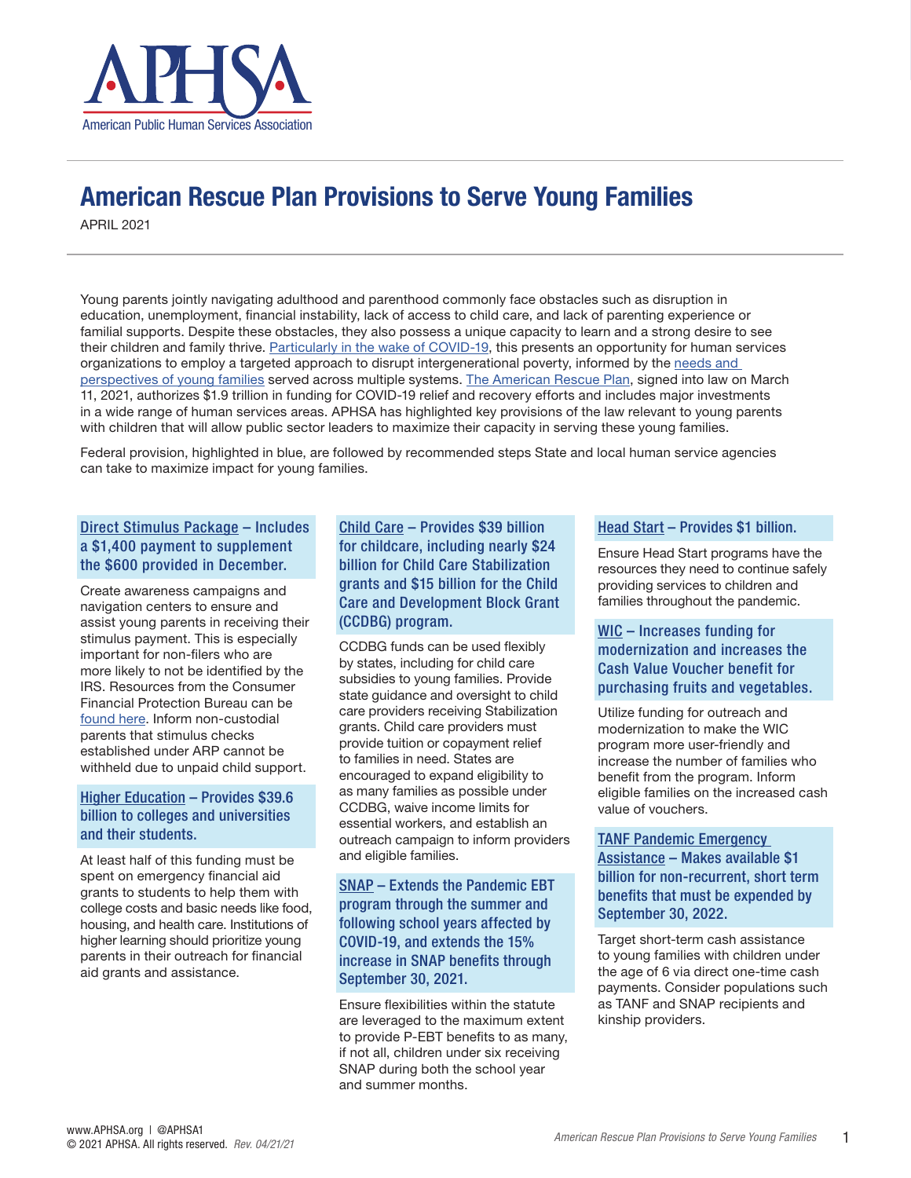APHSA
American Public Human Services Association

# American Rescue Plan Provisions to Serve Young Families

APRIL 2021

Young parents jointly navigating adulthood and parenthood commonly face obstacles such as disruption in education, unemployment, financial instability, lack of access to child care, and lack of parenting experience or familial supports. Despite these obstacles, they also possess a unique capacity to learn and a strong desire to see their children and family thrive. Particularly in the wake of COVID-19, this presents an opportunity for human services organizations to employ a targeted approach to disrupt intergenerational poverty, informed by the needs and perspectives of young families served across multiple systems. The American Rescue Plan, signed into law on March 11, 2021, authorizes $1.9 trillion in funding for COVID-19 relief and recovery efforts and includes major investments in a wide range of human services areas. APHSA has highlighted key provisions of the law relevant to young parents with children that will allow public sector leaders to maximize their capacity in serving these young families.

Federal provision, highlighted in blue, are followed by recommended steps State and local human service agencies can take to maximize impact for young families.

### Direct Stimulus Package – Includes a $1,400 payment to supplement the $600 provided in December.

Create awareness campaigns and navigation centers to ensure and assist young parents in receiving their stimulus payment. This is especially important for non-filers who are more likely to not be identified by the IRS. Resources from the Consumer Financial Protection Bureau can be found here. Inform non-custodial parents that stimulus checks established under ARP cannot be withheld due to unpaid child support.

### Higher Education – Provides $39.6 billion to colleges and universities and their students.

At least half of this funding must be spent on emergency financial aid grants to students to help them with college costs and basic needs like food, housing, and health care. Institutions of higher learning should prioritize young parents in their outreach for financial aid grants and assistance.

### Child Care – Provides $39 billion for childcare, including nearly $24 billion for Child Care Stabilization grants and $15 billion for the Child Care and Development Block Grant (CCDBG) program.

CCDBG funds can be used flexibly by states, including for child care subsidies to young families. Provide state guidance and oversight to child care providers receiving Stabilization grants. Child care providers must provide tuition or copayment relief to families in need. States are encouraged to expand eligibility to as many families as possible under CCDBG, waive income limits for essential workers, and establish an outreach campaign to inform providers and eligible families.

### SNAP – Extends the Pandemic EBT program through the summer and following school years affected by COVID-19, and extends the 15% increase in SNAP benefits through September 30, 2021.

Ensure flexibilities within the statute are leveraged to the maximum extent to provide P-EBT benefits to as many, if not all, children under six receiving SNAP during both the school year and summer months.

### Head Start – Provides $1 billion.

Ensure Head Start programs have the resources they need to continue safely providing services to children and families throughout the pandemic.

### WIC – Increases funding for modernization and increases the Cash Value Voucher benefit for purchasing fruits and vegetables.

Utilize funding for outreach and modernization to make the WIC program more user-friendly and increase the number of families who benefit from the program. Inform eligible families on the increased cash value of vouchers.

### TANF Pandemic Emergency Assistance – Makes available $1 billion for non-recurrent, short term benefits that must be expended by September 30, 2022.

Target short-term cash assistance to young families with children under the age of 6 via direct one-time cash payments. Consider populations such as TANF and SNAP recipients and kinship providers.

www.APHSA.org | @APHSA1
© 2021 APHSA. All rights reserved. *Rev. 04/21/21*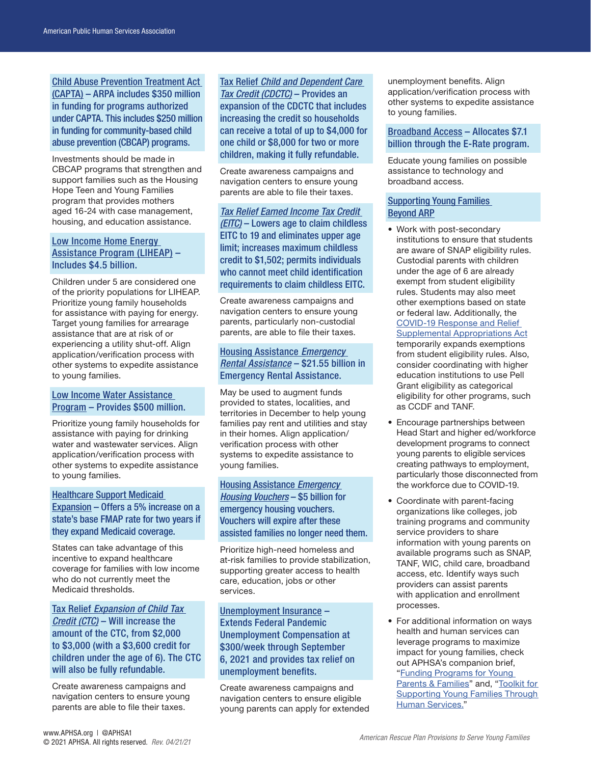### Child Abuse Prevention Treatment Act (CAPTA) – ARPA includes $350 million in funding for programs authorized under CAPTA. This includes $250 million in funding for community-based child abuse prevention (CBCAP) programs.

Investments should be made in CBCAP programs that strengthen and support families such as the Housing Hope Teen and Young Families program that provides mothers aged 16-24 with case management, housing, and education assistance.

### Low Income Home Energy Assistance Program (LIHEAP) – Includes $4.5 billion.

Children under 5 are considered one of the priority populations for LIHEAP. Prioritize young family households for assistance with paying for energy. Target young families for arrearage assistance that are at risk of or experiencing a utility shut-off. Align application/verification process with other systems to expedite assistance to young families.

### Low Income Water Assistance Program – Provides $500 million.

Prioritize young family households for assistance with paying for drinking water and wastewater services. Align application/verification process with other systems to expedite assistance to young families.

### Healthcare Support Medicaid Expansion – Offers a 5% increase on a state's base FMAP rate for two years if they expand Medicaid coverage.

States can take advantage of this incentive to expand healthcare coverage for families with low income who do not currently meet the Medicaid thresholds.

### Tax Relief *Expansion of Child Tax Credit (CTC)* – Will increase the amount of the CTC, from $2,000 to $3,000 (with a $3,600 credit for children under the age of 6). The CTC will also be fully refundable.

Create awareness campaigns and navigation centers to ensure young parents are able to file their taxes.

### Tax Relief *Child and Dependent Care Tax Credit (CDCTC)* – Provides an expansion of the CDCTC that includes increasing the credit so households can receive a total of up to $4,000 for one child or $8,000 for two or more children, making it fully refundable.

Create awareness campaigns and navigation centers to ensure young parents are able to file their taxes.

### *Tax Relief Earned Income Tax Credit (EITC)* – Lowers age to claim childless EITC to 19 and eliminates upper age limit; increases maximum childless credit to $1,502; permits individuals who cannot meet child identification requirements to claim childless EITC.

Create awareness campaigns and navigation centers to ensure young parents, particularly non-custodial parents, are able to file their taxes.

### Housing Assistance *Emergency Rental Assistance* – $21.55 billion in Emergency Rental Assistance.

May be used to augment funds provided to states, localities, and territories in December to help young families pay rent and utilities and stay in their homes. Align application/verification process with other systems to expedite assistance to young families.

### Housing Assistance *Emergency Housing Vouchers* – $5 billion for emergency housing vouchers. Vouchers will expire after these assisted families no longer need them.

Prioritize high-need homeless and at-risk families to provide stabilization, supporting greater access to health care, education, jobs or other services.

### Unemployment Insurance – Extends Federal Pandemic Unemployment Compensation at $300/week through September 6, 2021 and provides tax relief on unemployment benefits.

Create awareness campaigns and navigation centers to ensure eligible young parents can apply for extended unemployment benefits. Align application/verification process with other systems to expedite assistance to young families.

### Broadband Access – Allocates $7.1 billion through the E-Rate program.

Educate young families on possible assistance to technology and broadband access.

### Supporting Young Families Beyond ARP

- Work with post-secondary institutions to ensure that students are aware of SNAP eligibility rules. Custodial parents with children under the age of 6 are already exempt from student eligibility rules. Students may also meet other exemptions based on state or federal law. Additionally, the COVID-19 Response and Relief Supplemental Appropriations Act temporarily expands exemptions from student eligibility rules. Also, consider coordinating with higher education institutions to use Pell Grant eligibility as categorical eligibility for other programs, such as CCDF and TANF.
- Encourage partnerships between Head Start and higher ed/workforce development programs to connect young parents to eligible services creating pathways to employment, particularly those disconnected from the workforce due to COVID-19.
- Coordinate with parent-facing organizations like colleges, job training programs and community service providers to share information with young parents on available programs such as SNAP, TANF, WIC, child care, broadband access, etc. Identify ways such providers can assist parents with application and enrollment processes.
- For additional information on ways health and human services can leverage programs to maximize impact for young families, check out APHSA's companion brief, "Funding Programs for Young Parents & Families" and, "Toolkit for Supporting Young Families Through Human Services."